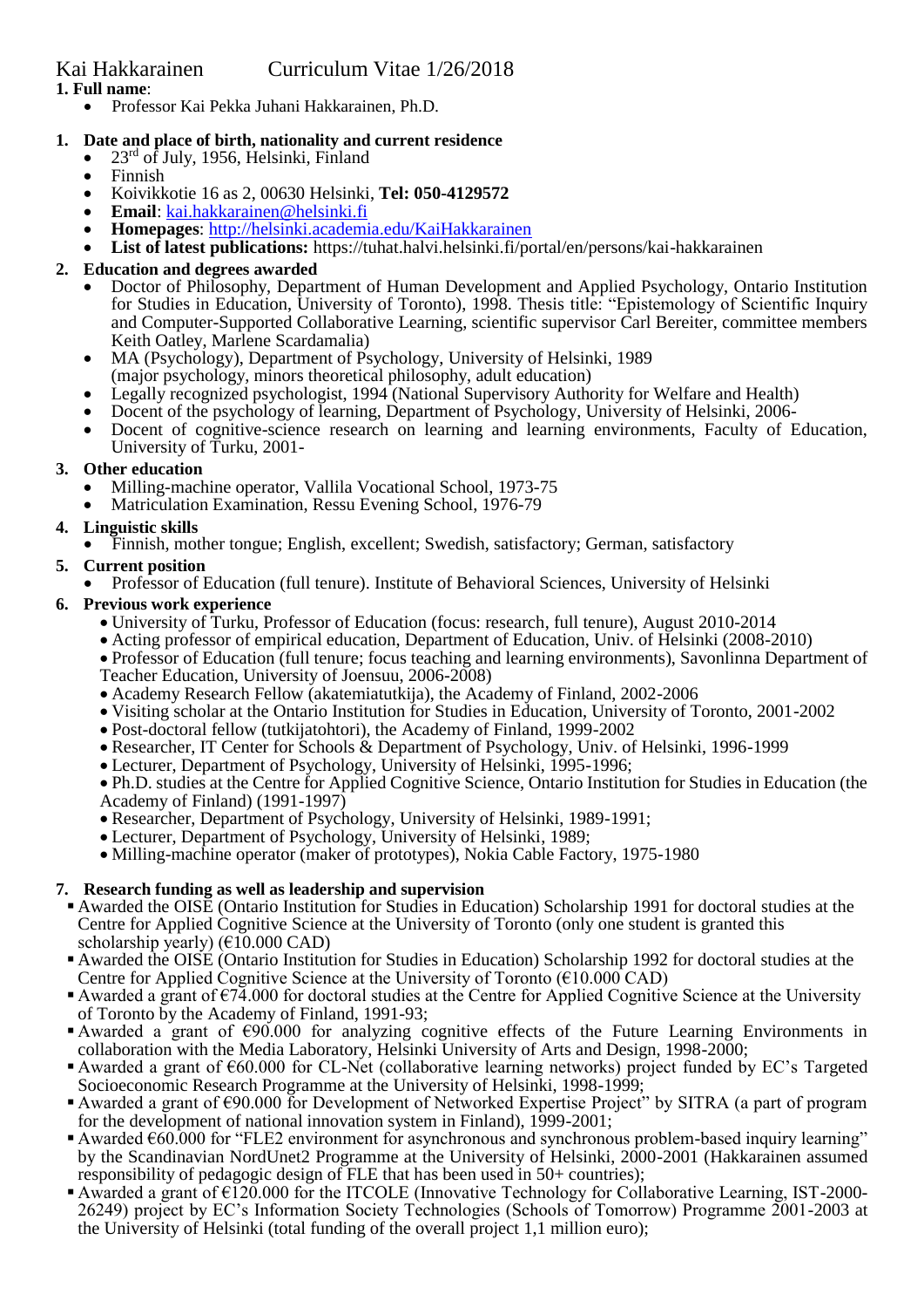# Kai Hakkarainen Curriculum Vitae 1/26/2018

**1. Full name**:

- Professor Kai Pekka Juhani Hakkarainen, Ph.D.

**1. Date and place of birth, nationality and current residence**

- 23rd of July, 1956, Helsinki, Finland
- Finnish
- Koivikkotie 16 as 2, 00630 Helsinki, **Tel: 050-4129572**
- **Email**: kai.hakkarainen@helsinki.fi
- **Homepages**: http://helsinki.academia.edu/KaiHakkarainen
- **List of latest publications:** https://tuhat.halvi.helsinki.fi/portal/en/persons/kai-hakkarainen

**2. Education and degrees awarded**

- Doctor of Philosophy, Department of Human Development and Applied Psychology, Ontario Institution for Studies in Education, University of Toronto), 1998. Thesis title: "Epistemology of Scientific Inquiry and Computer-Supported Collaborative Learning, scientific supervisor Carl Bereiter, committee members Keith Oatley, Marlene Scardamalia)
- MA (Psychology), Department of Psychology, University of Helsinki, 1989 (major psychology, minors theoretical philosophy, adult education)
- Legally recognized psychologist, 1994 (National Supervisory Authority for Welfare and Health)
- Docent of the psychology of learning, Department of Psychology, University of Helsinki, 2006-
- Docent of cognitive-science research on learning and learning environments, Faculty of Education, University of Turku, 2001-

**3. Other education**

- Milling-machine operator, Vallila Vocational School, 1973-75
- Matriculation Examination, Ressu Evening School, 1976-79

**4. Linguistic skills**

- Finnish, mother tongue; English, excellent; Swedish, satisfactory; German, satisfactory

**5. Current position**

- Professor of Education (full tenure). Institute of Behavioral Sciences, University of Helsinki

**6. Previous work experience**

- University of Turku, Professor of Education (focus: research, full tenure), August 2010-2014
- Acting professor of empirical education, Department of Education, Univ. of Helsinki (2008-2010)
- Professor of Education (full tenure; focus teaching and learning environments), Savonlinna Department of Teacher Education, University of Joensuu, 2006-2008)
- Academy Research Fellow (akatemiatutkija), the Academy of Finland, 2002-2006
- Visiting scholar at the Ontario Institution for Studies in Education, University of Toronto, 2001-2002
- Post-doctoral fellow (tutkijatohtori), the Academy of Finland, 1999-2002
- Researcher, IT Center for Schools & Department of Psychology, Univ. of Helsinki, 1996-1999
- Lecturer, Department of Psychology, University of Helsinki, 1995-1996;
- Ph.D. studies at the Centre for Applied Cognitive Science, Ontario Institution for Studies in Education (the Academy of Finland) (1991-1997)
- Researcher, Department of Psychology, University of Helsinki, 1989-1991;
- Lecturer, Department of Psychology, University of Helsinki, 1989;
- Milling-machine operator (maker of prototypes), Nokia Cable Factory, 1975-1980

**7. Research funding as well as leadership and supervision**

- Awarded the OISE (Ontario Institution for Studies in Education) Scholarship 1991 for doctoral studies at the Centre for Applied Cognitive Science at the University of Toronto (only one student is granted this scholarship yearly) (€10.000 CAD)
- Awarded the OISE (Ontario Institution for Studies in Education) Scholarship 1992 for doctoral studies at the Centre for Applied Cognitive Science at the University of Toronto (€10.000 CAD)
- Awarded a grant of €74.000 for doctoral studies at the Centre for Applied Cognitive Science at the University of Toronto by the Academy of Finland, 1991-93;
- Awarded a grant of €90.000 for analyzing cognitive effects of the Future Learning Environments in collaboration with the Media Laboratory, Helsinki University of Arts and Design, 1998-2000;
- Awarded a grant of €60.000 for CL-Net (collaborative learning networks) project funded by EC's Targeted Socioeconomic Research Programme at the University of Helsinki, 1998-1999;
- Awarded a grant of €90.000 for Development of Networked Expertise Project" by SITRA (a part of program for the development of national innovation system in Finland), 1999-2001;
- Awarded €60.000 for "FLE2 environment for asynchronous and synchronous problem-based inquiry learning" by the Scandinavian NordUnet2 Programme at the University of Helsinki, 2000-2001 (Hakkarainen assumed responsibility of pedagogic design of FLE that has been used in 50+ countries);
- Awarded a grant of €120.000 for the ITCOLE (Innovative Technology for Collaborative Learning, IST-2000-26249) project by EC's Information Society Technologies (Schools of Tomorrow) Programme 2001-2003 at the University of Helsinki (total funding of the overall project 1,1 million euro);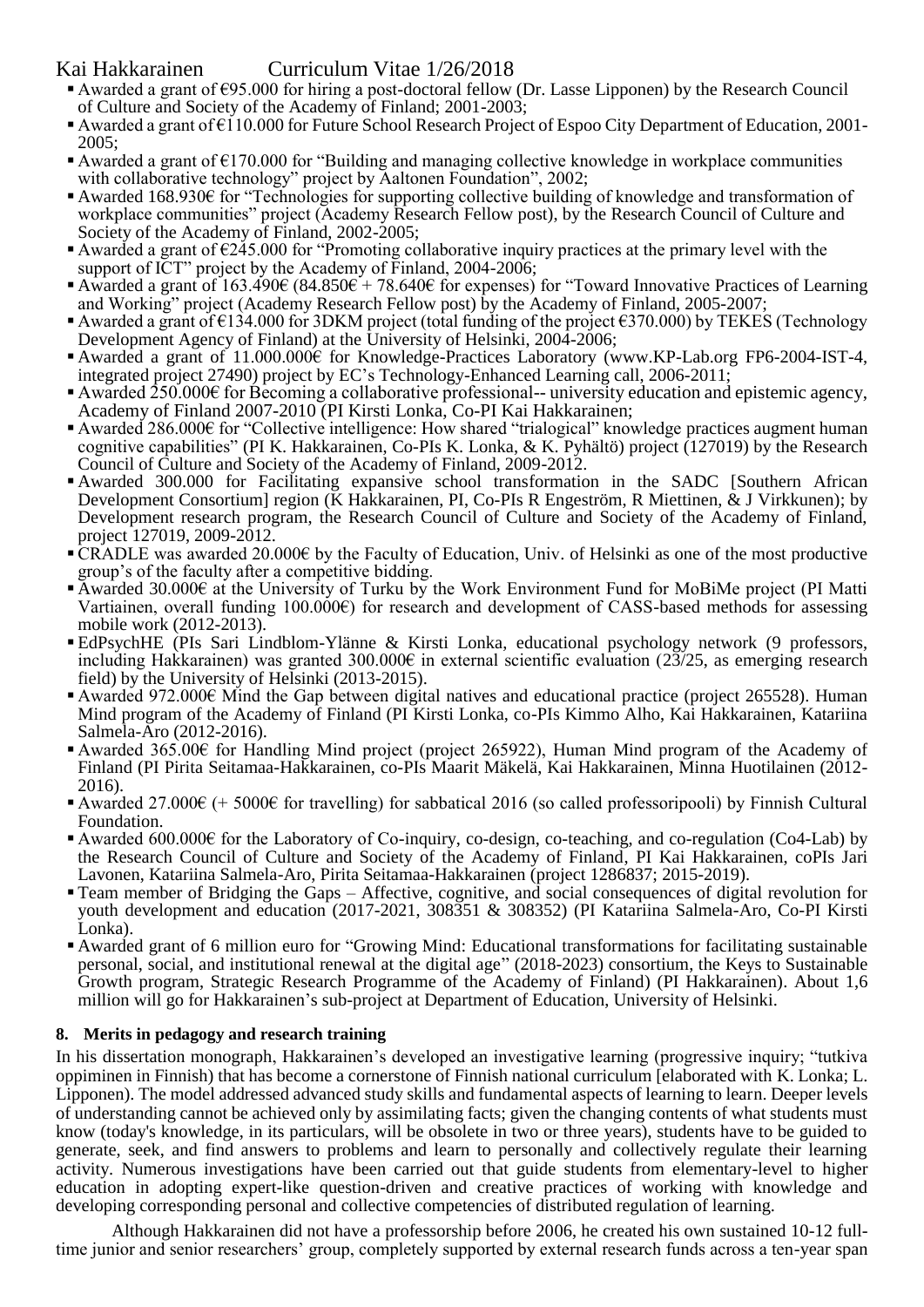- Awarded a grant of €95.000 for hiring a post-doctoral fellow (Dr. Lasse Lipponen) by the Research Council of Culture and Society of the Academy of Finland; 2001-2003;
- Awarded a grant of €110.000 for Future School Research Project of Espoo City Department of Education, 2001-2005;
- Awarded a grant of €170.000 for "Building and managing collective knowledge in workplace communities with collaborative technology" project by Aaltonen Foundation", 2002;
- Awarded 168.930€ for "Technologies for supporting collective building of knowledge and transformation of workplace communities" project (Academy Research Fellow post), by the Research Council of Culture and Society of the Academy of Finland, 2002-2005;
- Awarded a grant of €245.000 for "Promoting collaborative inquiry practices at the primary level with the support of ICT" project by the Academy of Finland, 2004-2006;
- Awarded a grant of 163.490€ (84.850€ + 78.640€ for expenses) for "Toward Innovative Practices of Learning and Working" project (Academy Research Fellow post) by the Academy of Finland, 2005-2007;
- Awarded a grant of €134.000 for 3DKM project (total funding of the project €370.000) by TEKES (Technology Development Agency of Finland) at the University of Helsinki, 2004-2006;
- Awarded a grant of 11.000.000€ for Knowledge-Practices Laboratory (www.KP-Lab.org FP6-2004-IST-4, integrated project 27490) project by EC's Technology-Enhanced Learning call, 2006-2011;
- Awarded 250.000€ for Becoming a collaborative professional-- university education and epistemic agency, Academy of Finland 2007-2010 (PI Kirsti Lonka, Co-PI Kai Hakkarainen;
- Awarded 286.000€ for "Collective intelligence: How shared "trialogical" knowledge practices augment human cognitive capabilities" (PI K. Hakkarainen, Co-PIs K. Lonka, & K. Pyhältö) project (127019) by the Research Council of Culture and Society of the Academy of Finland, 2009-2012.
- Awarded 300.000 for Facilitating expansive school transformation in the SADC [Southern African Development Consortium] region (K Hakkarainen, PI, Co-PIs R Engeström, R Miettinen, & J Virkkunen); by Development research program, the Research Council of Culture and Society of the Academy of Finland, project 127019, 2009-2012.
- CRADLE was awarded 20.000€ by the Faculty of Education, Univ. of Helsinki as one of the most productive group's of the faculty after a competitive bidding.
- Awarded 30.000€ at the University of Turku by the Work Environment Fund for MoBiMe project (PI Matti Vartiainen, overall funding 100.000€) for research and development of CASS-based methods for assessing mobile work (2012-2013).
- EdPsychHE (PIs Sari Lindblom-Ylänne & Kirsti Lonka, educational psychology network (9 professors, including Hakkarainen) was granted 300.000€ in external scientific evaluation (23/25, as emerging research field) by the University of Helsinki (2013-2015).
- Awarded 972.000€ Mind the Gap between digital natives and educational practice (project 265528). Human Mind program of the Academy of Finland (PI Kirsti Lonka, co-PIs Kimmo Alho, Kai Hakkarainen, Katariina Salmela-Aro (2012-2016).
- Awarded 365.00€ for Handling Mind project (project 265922), Human Mind program of the Academy of Finland (PI Pirita Seitamaa-Hakkarainen, co-PIs Maarit Mäkelä, Kai Hakkarainen, Minna Huotilainen (2012-2016).
- Awarded 27.000€ (+ 5000€ for travelling) for sabbatical 2016 (so called professoripooli) by Finnish Cultural Foundation.
- Awarded 600.000€ for the Laboratory of Co-inquiry, co-design, co-teaching, and co-regulation (Co4-Lab) by the Research Council of Culture and Society of the Academy of Finland, PI Kai Hakkarainen, coPIs Jari Lavonen, Katariina Salmela-Aro, Pirita Seitamaa-Hakkarainen (project 1286837; 2015-2019).
- Team member of Bridging the Gaps – Affective, cognitive, and social consequences of digital revolution for youth development and education (2017-2021, 308351 & 308352) (PI Katariina Salmela-Aro, Co-PI Kirsti Lonka).
- Awarded grant of 6 million euro for "Growing Mind: Educational transformations for facilitating sustainable personal, social, and institutional renewal at the digital age" (2018-2023) consortium, the Keys to Sustainable Growth program, Strategic Research Programme of the Academy of Finland) (PI Hakkarainen). About 1,6 million will go for Hakkarainen's sub-project at Department of Education, University of Helsinki.

## 8. Merits in pedagogy and research training

In his dissertation monograph, Hakkarainen's developed an investigative learning (progressive inquiry; "tutkiva oppiminen in Finnish) that has become a cornerstone of Finnish national curriculum [elaborated with K. Lonka; L. Lipponen). The model addressed advanced study skills and fundamental aspects of learning to learn. Deeper levels of understanding cannot be achieved only by assimilating facts; given the changing contents of what students must know (today's knowledge, in its particulars, will be obsolete in two or three years), students have to be guided to generate, seek, and find answers to problems and learn to personally and collectively regulate their learning activity. Numerous investigations have been carried out that guide students from elementary-level to higher education in adopting expert-like question-driven and creative practices of working with knowledge and developing corresponding personal and collective competencies of distributed regulation of learning.

Although Hakkarainen did not have a professorship before 2006, he created his own sustained 10-12 full-time junior and senior researchers' group, completely supported by external research funds across a ten-year span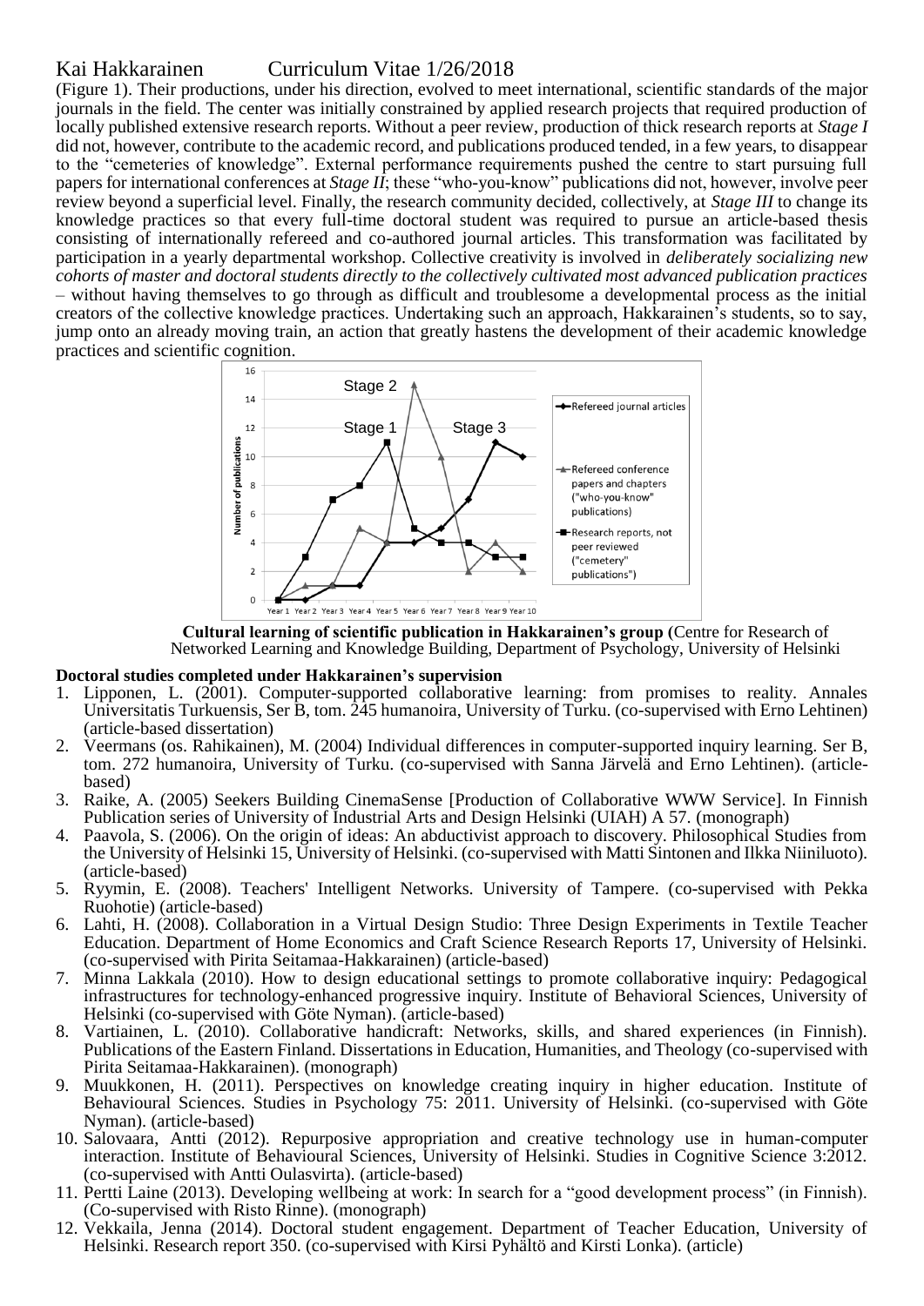(Figure 1). Their productions, under his direction, evolved to meet international, scientific standards of the major journals in the field. The center was initially constrained by applied research projects that required production of locally published extensive research reports. Without a peer review, production of thick research reports at *Stage I* did not, however, contribute to the academic record, and publications produced tended, in a few years, to disappear to the "cemeteries of knowledge". External performance requirements pushed the centre to start pursuing full papers for international conferences at *Stage II*; these "who-you-know" publications did not, however, involve peer review beyond a superficial level. Finally, the research community decided, collectively, at *Stage III* to change its knowledge practices so that every full-time doctoral student was required to pursue an article-based thesis consisting of internationally refereed and co-authored journal articles. This transformation was facilitated by participation in a yearly departmental workshop. Collective creativity is involved in *deliberately socializing new cohorts of master and doctoral students directly to the collectively cultivated most advanced publication practices* – without having themselves to go through as difficult and troublesome a developmental process as the initial creators of the collective knowledge practices. Undertaking such an approach, Hakkarainen's students, so to say, jump onto an already moving train, an action that greatly hastens the development of their academic knowledge practices and scientific cognition.

**Cultural learning of scientific publication in Hakkarainen's group (**Centre for Research of Networked Learning and Knowledge Building, Department of Psychology, University of Helsinki

**Doctoral studies completed under Hakkarainen's supervision**

1. Lipponen, L. (2001). Computer-supported collaborative learning: from promises to reality. Annales Universitatis Turkuensis, Ser B, tom. 245 humanoira, University of Turku. (co-supervised with Erno Lehtinen) (article-based dissertation)
2. Veermans (os. Rahikainen), M. (2004) Individual differences in computer-supported inquiry learning. Ser B, tom. 272 humanoira, University of Turku. (co-supervised with Sanna Järvelä and Erno Lehtinen). (article-based)
3. Raike, A. (2005) Seekers Building CinemaSense [Production of Collaborative WWW Service]. In Finnish Publication series of University of Industrial Arts and Design Helsinki (UIAH) A 57. (monograph)
4. Paavola, S. (2006). On the origin of ideas: An abductivist approach to discovery. Philosophical Studies from the University of Helsinki 15, University of Helsinki. (co-supervised with Matti Sintonen and Ilkka Niiniluoto). (article-based)
5. Ryymin, E. (2008). Teachers' Intelligent Networks. University of Tampere. (co-supervised with Pekka Ruohotie) (article-based)
6. Lahti, H. (2008). Collaboration in a Virtual Design Studio: Three Design Experiments in Textile Teacher Education. Department of Home Economics and Craft Science Research Reports 17, University of Helsinki. (co-supervised with Pirita Seitamaa-Hakkarainen) (article-based)
7. Minna Lakkala (2010). How to design educational settings to promote collaborative inquiry: Pedagogical infrastructures for technology-enhanced progressive inquiry. Institute of Behavioral Sciences, University of Helsinki (co-supervised with Göte Nyman). (article-based)
8. Vartiainen, L. (2010). Collaborative handicraft: Networks, skills, and shared experiences (in Finnish). Publications of the Eastern Finland. Dissertations in Education, Humanities, and Theology (co-supervised with Pirita Seitamaa-Hakkarainen). (monograph)
9. Muukkonen, H. (2011). Perspectives on knowledge creating inquiry in higher education. Institute of Behavioural Sciences. Studies in Psychology 75: 2011. University of Helsinki. (co-supervised with Göte Nyman). (article-based)
10. Salovaara, Antti (2012). Repurposive appropriation and creative technology use in human-computer interaction. Institute of Behavioural Sciences, University of Helsinki. Studies in Cognitive Science 3:2012. (co-supervised with Antti Oulasvirta). (article-based)
11. Pertti Laine (2013). Developing wellbeing at work: In search for a "good development process" (in Finnish). (Co-supervised with Risto Rinne). (monograph)
12. Vekkaila, Jenna (2014). Doctoral student engagement. Department of Teacher Education, University of Helsinki. Research report 350. (co-supervised with Kirsi Pyhältö and Kirsti Lonka). (article)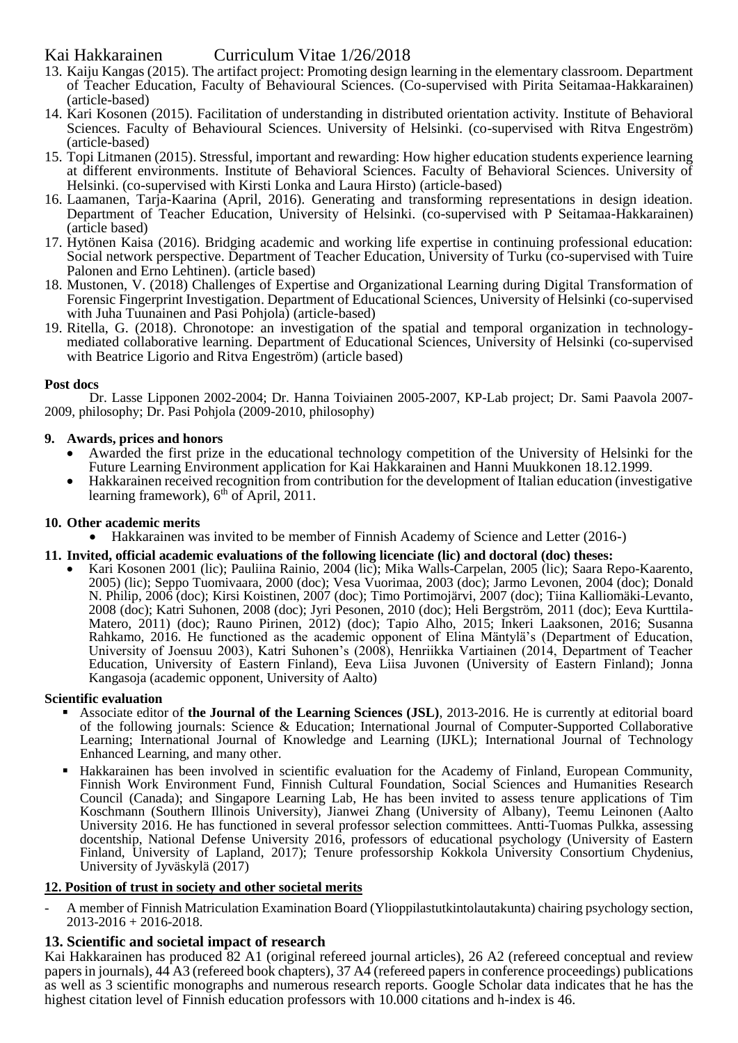13. Kaiju Kangas (2015). The artifact project: Promoting design learning in the elementary classroom. Department of Teacher Education, Faculty of Behavioural Sciences. (Co-supervised with Pirita Seitamaa-Hakkarainen) (article-based)
14. Kari Kosonen (2015). Facilitation of understanding in distributed orientation activity. Institute of Behavioral Sciences. Faculty of Behavioural Sciences. University of Helsinki. (co-supervised with Ritva Engeström) (article-based)
15. Topi Litmanen (2015). Stressful, important and rewarding: How higher education students experience learning at different environments. Institute of Behavioral Sciences. Faculty of Behavioral Sciences. University of Helsinki. (co-supervised with Kirsti Lonka and Laura Hirsto) (article-based)
16. Laamanen, Tarja-Kaarina (April, 2016). Generating and transforming representations in design ideation. Department of Teacher Education, University of Helsinki. (co-supervised with P Seitamaa-Hakkarainen) (article based)
17. Hytönen Kaisa (2016). Bridging academic and working life expertise in continuing professional education: Social network perspective. Department of Teacher Education, University of Turku (co-supervised with Tuire Palonen and Erno Lehtinen). (article based)
18. Mustonen, V. (2018) Challenges of Expertise and Organizational Learning during Digital Transformation of Forensic Fingerprint Investigation. Department of Educational Sciences, University of Helsinki (co-supervised with Juha Tuunainen and Pasi Pohjola) (article-based)
19. Ritella, G. (2018). Chronotope: an investigation of the spatial and temporal organization in technology-mediated collaborative learning. Department of Educational Sciences, University of Helsinki (co-supervised with Beatrice Ligorio and Ritva Engeström) (article based)

**Post docs**

Dr. Lasse Lipponen 2002-2004; Dr. Hanna Toiviainen 2005-2007, KP-Lab project; Dr. Sami Paavola 2007-2009, philosophy; Dr. Pasi Pohjola (2009-2010, philosophy)

## 9. Awards, prices and honors

- Awarded the first prize in the educational technology competition of the University of Helsinki for the Future Learning Environment application for Kai Hakkarainen and Hanni Muukkonen 18.12.1999.
- Hakkarainen received recognition from contribution for the development of Italian education (investigative learning framework), 6th of April, 2011.

## 10. Other academic merits

- Hakkarainen was invited to be member of Finnish Academy of Science and Letter (2016-)

## 11. Invited, official academic evaluations of the following licenciate (lic) and doctoral (doc) theses:

- Kari Kosonen 2001 (lic); Pauliina Rainio, 2004 (lic); Mika Walls-Carpelan, 2005 (lic); Saara Repo-Kaarento, 2005) (lic); Seppo Tuomivaara, 2000 (doc); Vesa Vuorimaa, 2003 (doc); Jarmo Levonen, 2004 (doc); Donald N. Philip, 2006 (doc); Kirsi Koistinen, 2007 (doc); Timo Portimojärvi, 2007 (doc); Tiina Kalliomäki-Levanto, 2008 (doc); Katri Suhonen, 2008 (doc); Jyri Pesonen, 2010 (doc); Heli Bergström, 2011 (doc); Eeva Kurttila-Matero, 2011) (doc); Rauno Pirinen, 2012) (doc); Tapio Alho, 2015; Inkeri Laaksonen, 2016; Susanna Rahkamo, 2016. He functioned as the academic opponent of Elina Mäntylä's (Department of Education, University of Joensuu 2003), Katri Suhonen's (2008), Henriikka Vartiainen (2014, Department of Teacher Education, University of Eastern Finland), Eeva Liisa Juvonen (University of Eastern Finland); Jonna Kangasoja (academic opponent, University of Aalto)

**Scientific evaluation**

- Associate editor of **the Journal of the Learning Sciences (JSL)**, 2013-2016. He is currently at editorial board of the following journals: Science & Education; International Journal of Computer-Supported Collaborative Learning; International Journal of Knowledge and Learning (IJKL); International Journal of Technology Enhanced Learning, and many other.
- Hakkarainen has been involved in scientific evaluation for the Academy of Finland, European Community, Finnish Work Environment Fund, Finnish Cultural Foundation, Social Sciences and Humanities Research Council (Canada); and Singapore Learning Lab, He has been invited to assess tenure applications of Tim Koschmann (Southern Illinois University), Jianwei Zhang (University of Albany), Teemu Leinonen (Aalto University 2016. He has functioned in several professor selection committees. Antti-Tuomas Pulkka, assessing docentship, National Defense University 2016, professors of educational psychology (University of Eastern Finland, University of Lapland, 2017); Tenure professorship Kokkola University Consortium Chydenius, University of Jyväskylä (2017)

## 12. Position of trust in society and other societal merits

- A member of Finnish Matriculation Examination Board (Ylioppilastutkintolautakunta) chairing psychology section, 2013-2016 + 2016-2018.

## 13. Scientific and societal impact of research

Kai Hakkarainen has produced 82 A1 (original refereed journal articles), 26 A2 (refereed conceptual and review papers in journals), 44 A3 (refereed book chapters), 37 A4 (refereed papers in conference proceedings) publications as well as 3 scientific monographs and numerous research reports. Google Scholar data indicates that he has the highest citation level of Finnish education professors with 10.000 citations and h-index is 46.